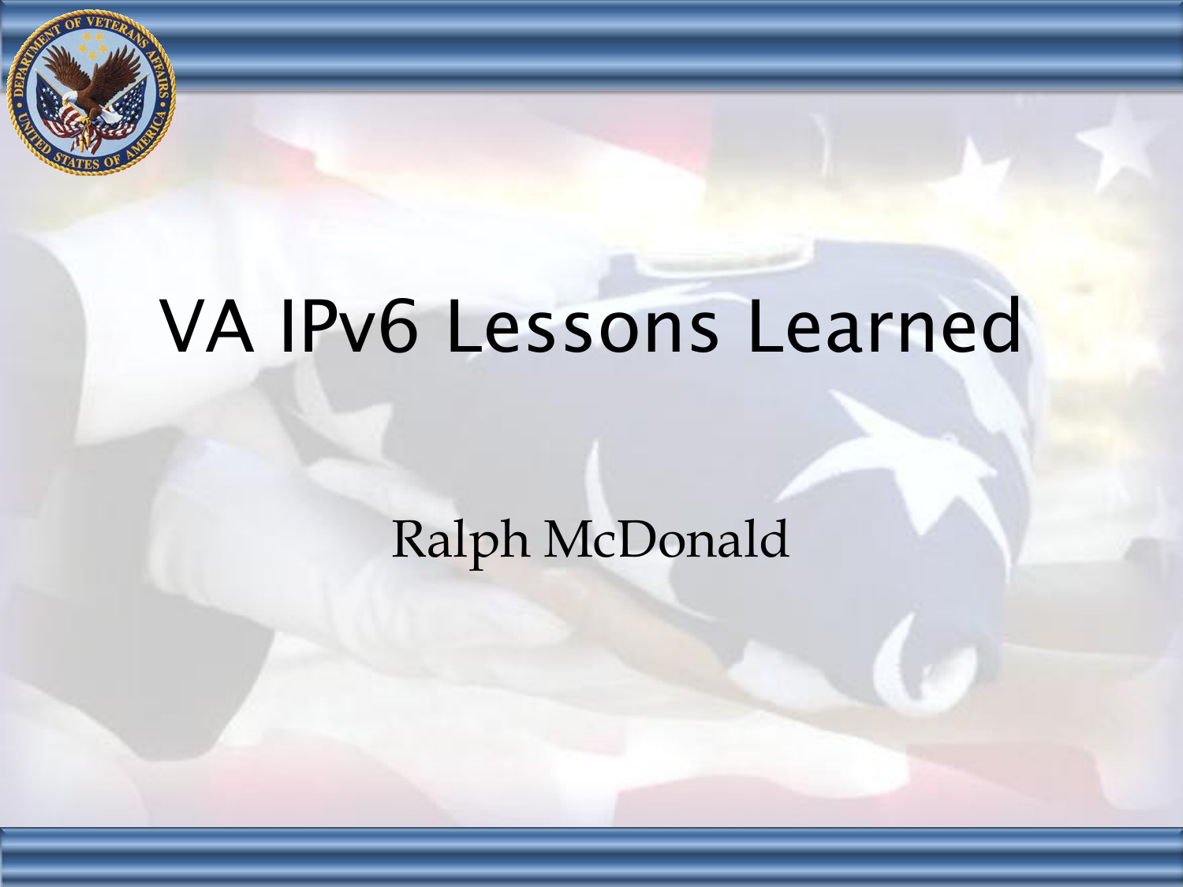# VA IPv6 Lessons Learned

Ralph McDonald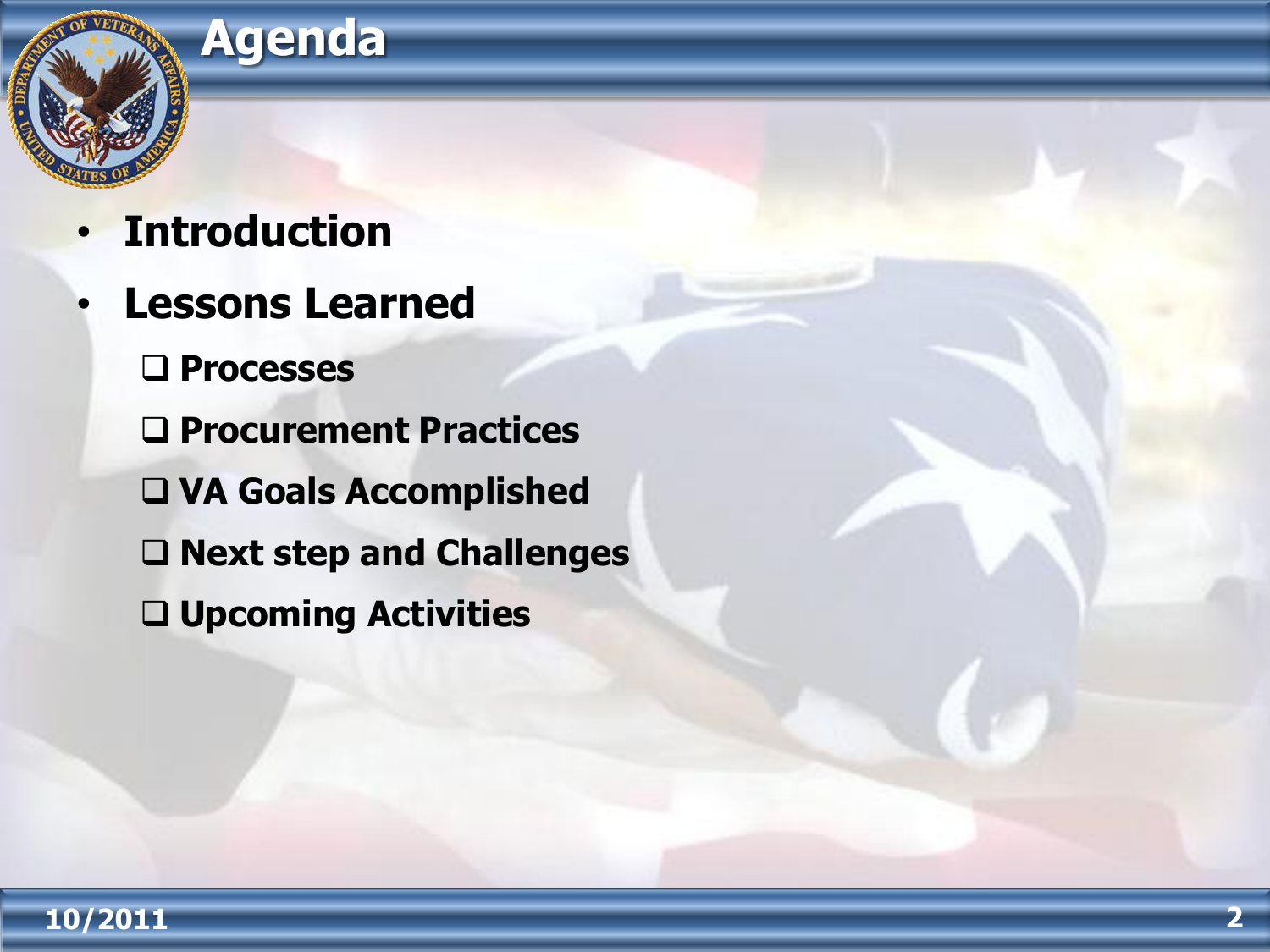# Agenda

- **Introduction**
- **Lessons Learned**
  - **Processes**
  - **Procurement Practices**
  - **VA Goals Accomplished**
  - **Next step and Challenges**
  - **Upcoming Activities**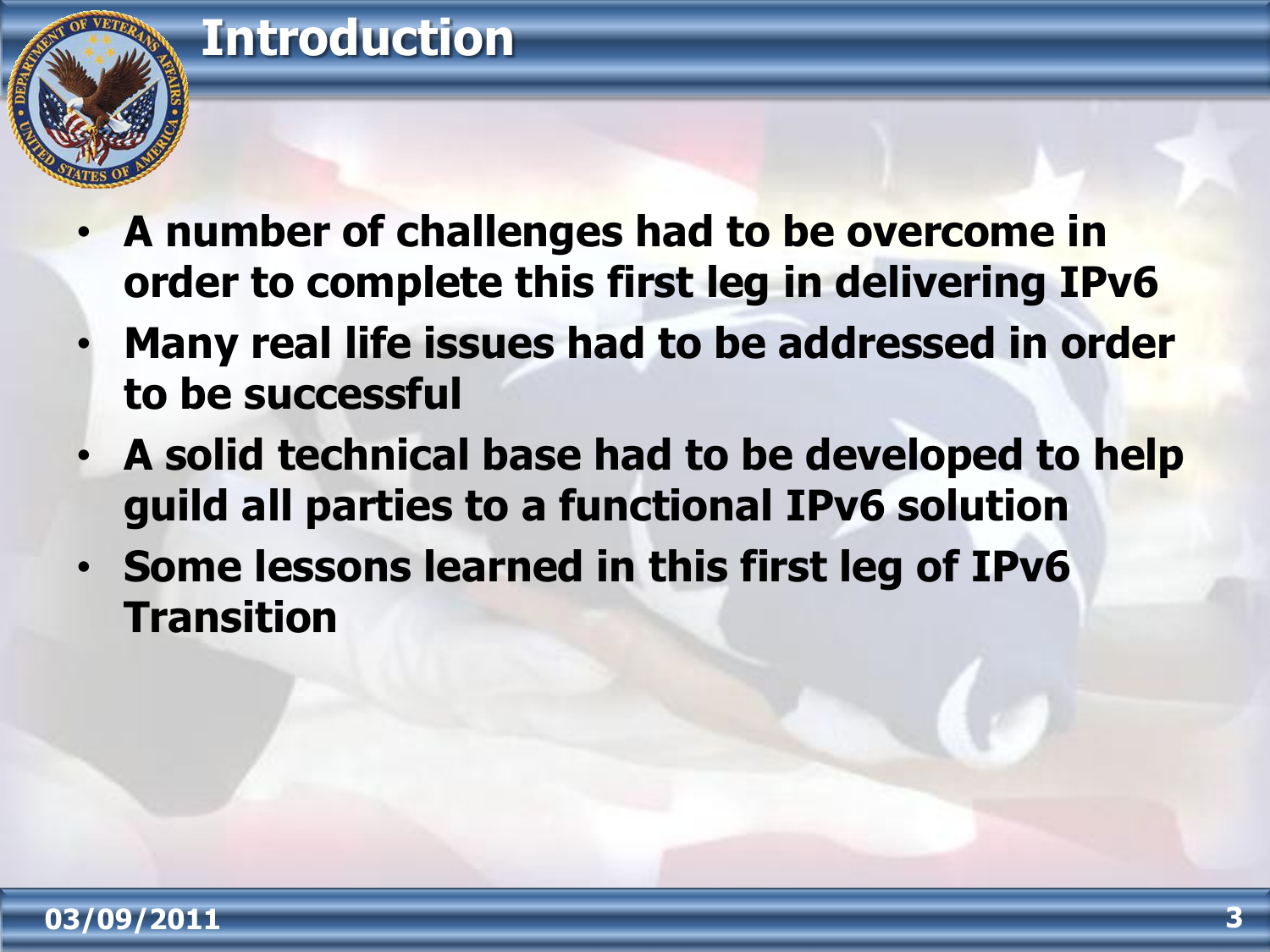# Introduction

- A number of challenges had to be overcome in order to complete this first leg in delivering IPv6
- Many real life issues had to be addressed in order to be successful
- A solid technical base had to be developed to help guild all parties to a functional IPv6 solution
- Some lessons learned in this first leg of IPv6 Transition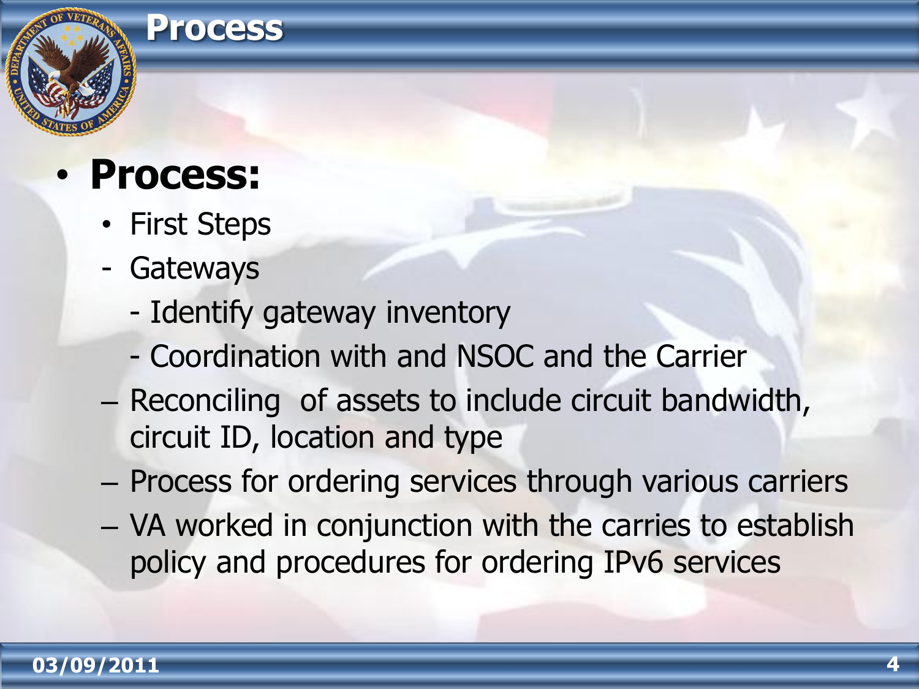# Process

- **Process:**
  - First Steps
  - Gateways
    - Identify gateway inventory
    - Coordination with and NSOC and the Carrier
  - Reconciling of assets to include circuit bandwidth, circuit ID, location and type
  - Process for ordering services through various carriers
  - VA worked in conjunction with the carries to establish policy and procedures for ordering IPv6 services

03/09/2011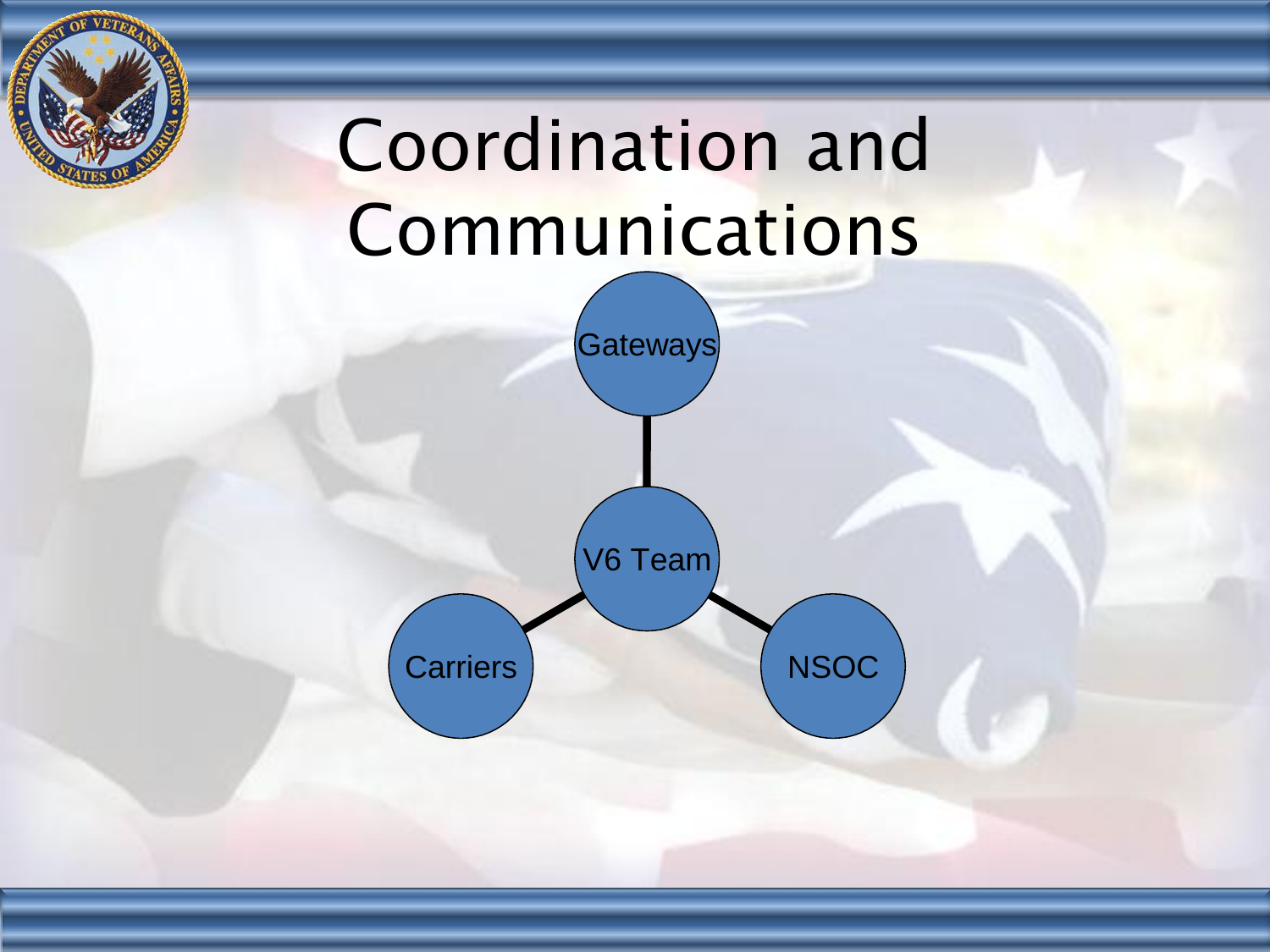# Coordination and Communications

- V6 Team
  - Gateways
  - Carriers
  - NSOC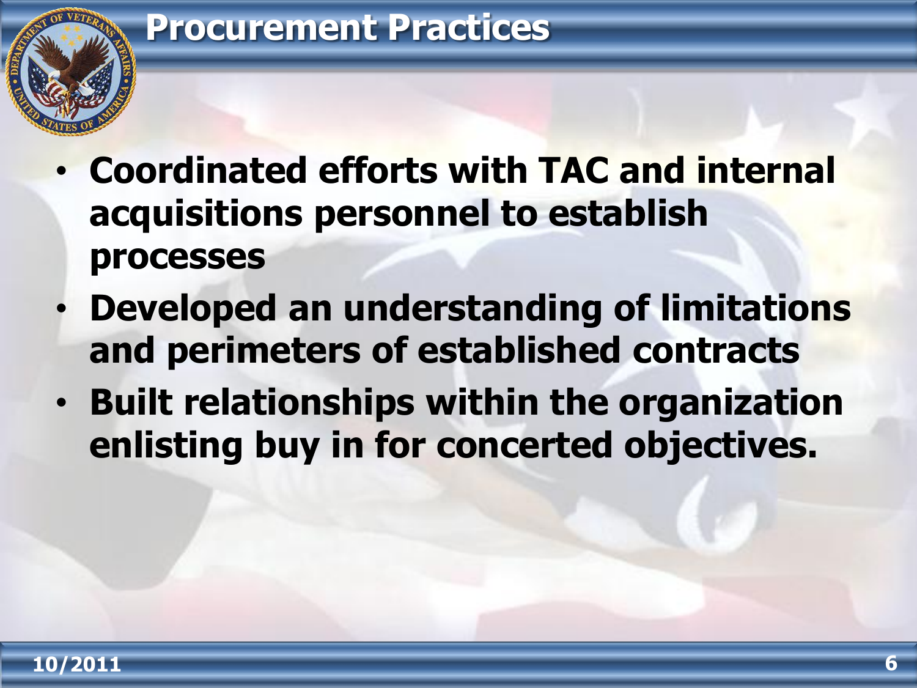# Procurement Practices

- **Coordinated efforts with TAC and internal acquisitions personnel to establish processes**
- **Developed an understanding of limitations and perimeters of established contracts**
- **Built relationships within the organization enlisting buy in for concerted objectives.**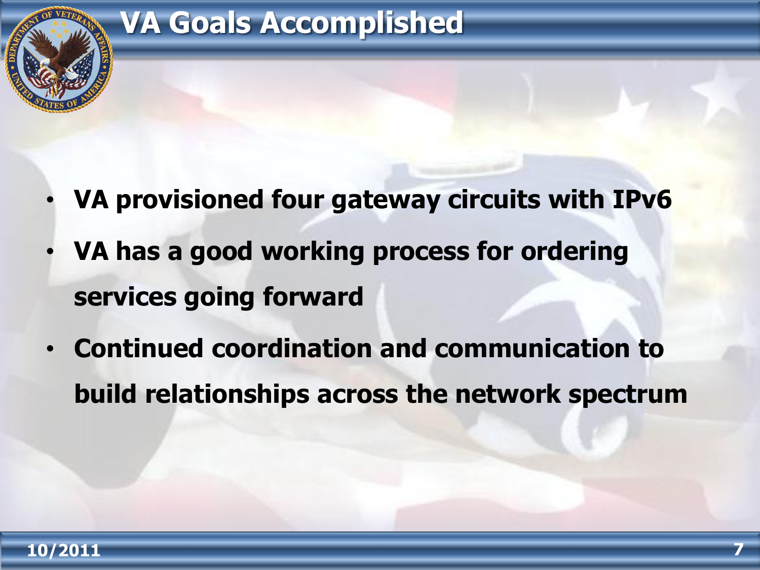# VA Goals Accomplished

- **VA provisioned four gateway circuits with IPv6**
- **VA has a good working process for ordering services going forward**
- **Continued coordination and communication to build relationships across the network spectrum**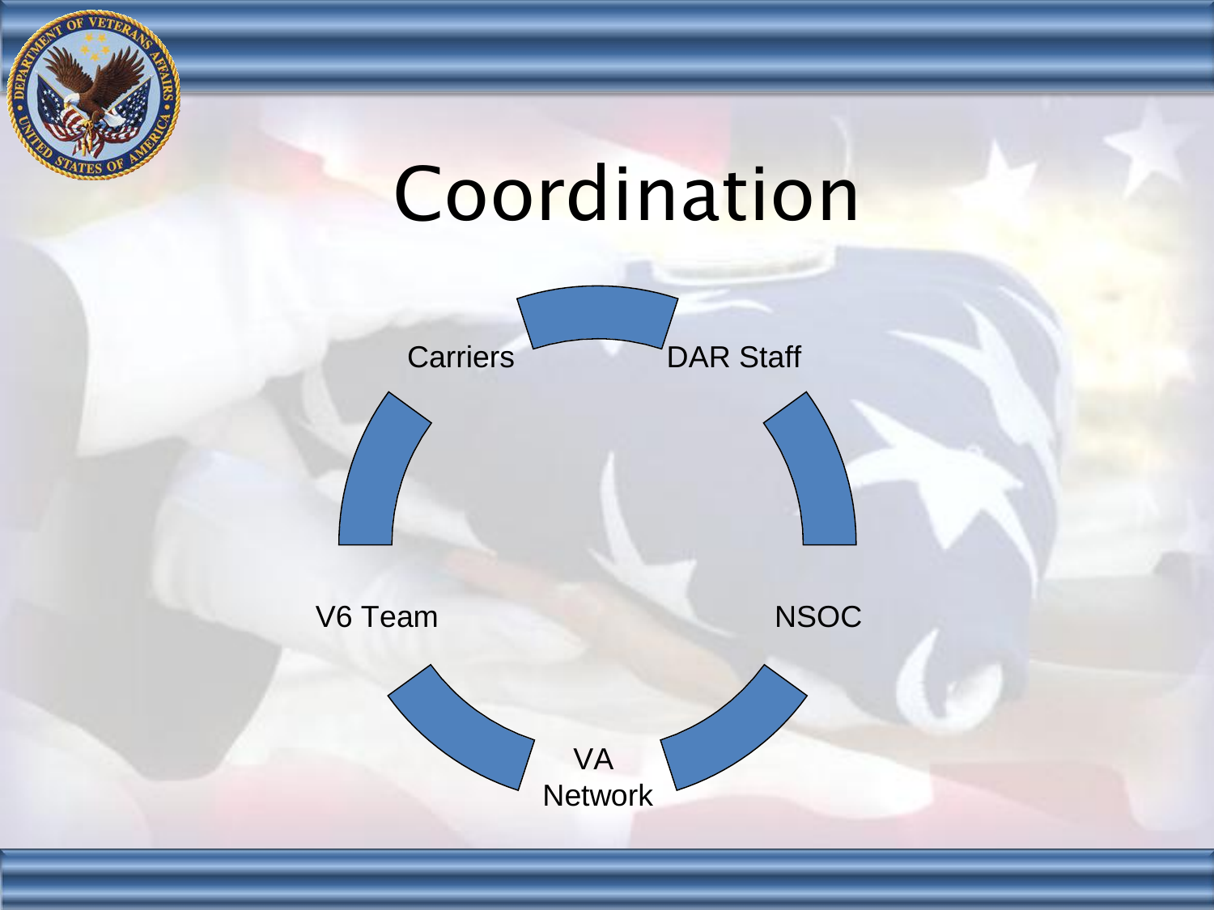# Coordination

- Carriers
- DAR Staff
- NSOC
- VA Network
- V6 Team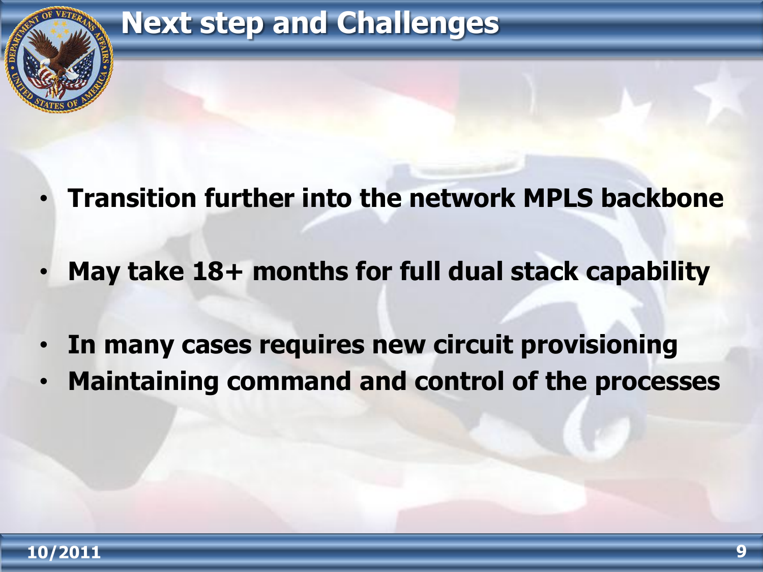# Next step and Challenges

- **Transition further into the network MPLS backbone**
- **May take 18+ months for full dual stack capability**
- **In many cases requires new circuit provisioning**
- **Maintaining command and control of the processes**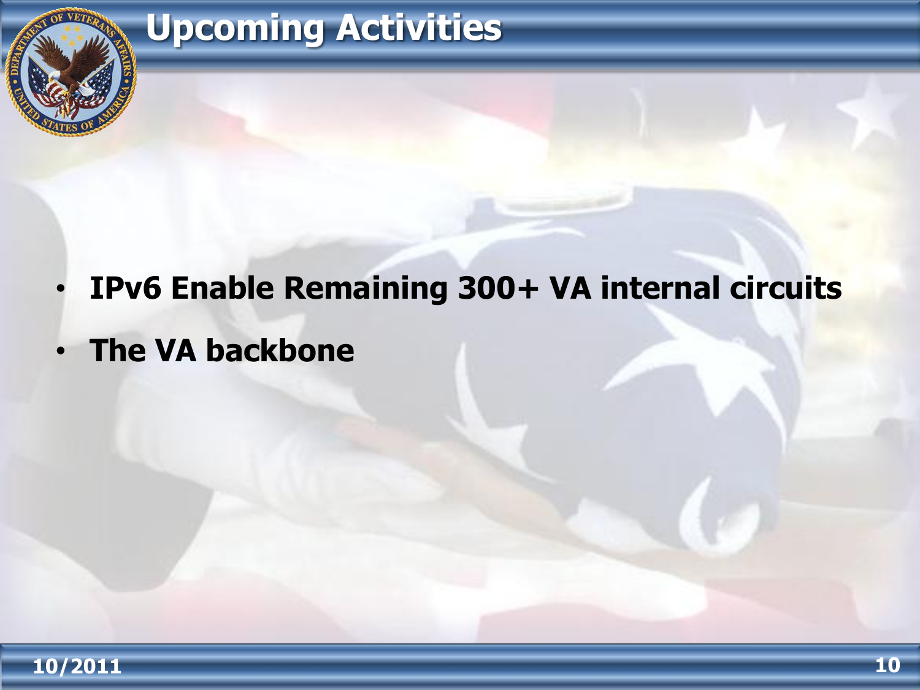# Upcoming Activities

- **IPv6 Enable Remaining 300+ VA internal circuits**
- **The VA backbone**